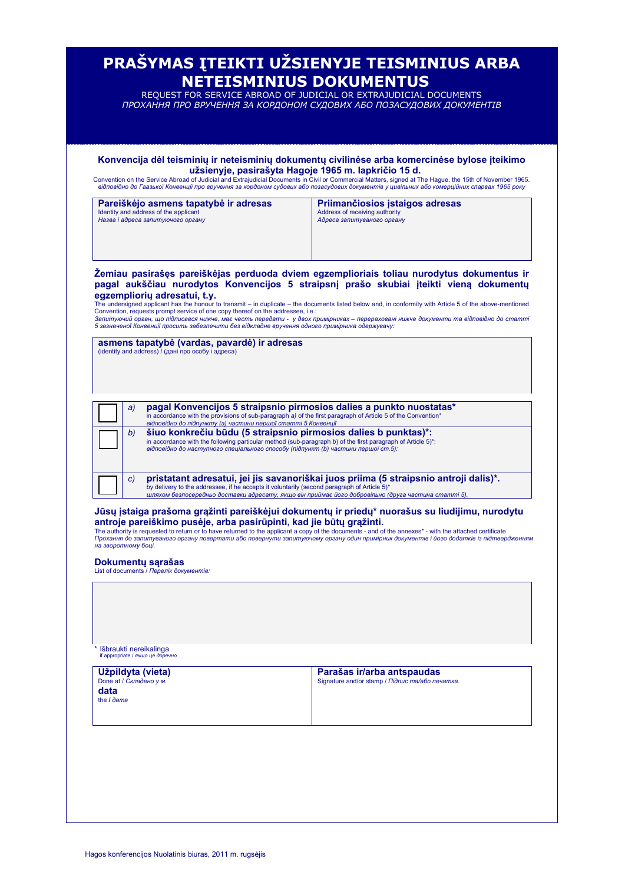# PRAŠYMAS ĮTEIKTI UŽSIENYJE TEISMINIUS ARBA NETEISMINIUS DOKUMENTUS

REQUEST FOR SERVICE ABROAD OF JUDICIAL OR EXTRAJUDICIAL DOCUMENTS

*ПРОХАННЯ ПРО ВРУЧЕННЯ ЗА КОРДОНОМ СУДОВИХ АБО ПОЗАСУДОВИХ ДОКУМЕНТІВ*

**Konvencija dėl teisminių ir neteisminių dokumentų civilinėse arba komercinėse bylose įteikimo užsienyje, pasirašyta Hagoje 1965 m. lapkričio 15 d.**

Convention on the Service Abroad of Judicial and Extrajudicial Documents in Civil or Commercial Matters, signed at The Hague, the 15th of November 1965.

*відповідно до Гаазької Конвенції про вручення за кордоном судових або позасудових документів у цивільних або комерційних справах 1965 року*

| **Pareiškėjo asmens tapatybė ir adresas**<br>Identity and address of the applicant<br>*Назва і адреса запитуючого органу* | **Priimančiosios įstaigos adresas**<br>Address of receiving authority<br>*Адреса запитуваного органу* |
|---|---|
| | |

**Žemiau pasirašęs pareiškėjas perduoda dviem egzemplioriais toliau nurodytus dokumentus ir pagal aukščiau nurodytos Konvencijos 5 straipsnį prašo skubiai įteikti vieną dokumentų egzempliorių adresatui, t.y.**

The undersigned applicant has the honour to transmit – in duplicate – the documents listed below and, in conformity with Article 5 of the above-mentioned Convention, requests prompt service of one copy thereof on the addressee, i.e.:

*Запитуючий орган, що підписався нижче, має честь передати - у двох примірниках – перераховані нижче документи та відповідно до статті 5 зазначеної Конвенції просить забезпечити без відкладне вручення одного примірника одержувачу:*

**asmens tapatybė (vardas, pavardė) ir adresas**
(identity and address) / (дані про особу і адреса)

| | | |
|---|---|---|
| ☐ | *a)* | **pagal Konvencijos 5 straipsnio pirmosios dalies a punkto nuostatas\***<br>in accordance with the provisions of sub-paragraph *a)* of the first paragraph of Article 5 of the Convention\*<br>*відповідно до підпункту (а) частини першої статті 5 Конвенції* |
| ☐ | *b)* | **šiuo konkrečiu būdu (5 straipsnio pirmosios dalies b punktas)\*:**<br>in accordance with the following particular method (sub-paragraph *b*) of the first paragraph of Article 5)\*:<br>*відповідно до наступного спеціального способу (підпункт (b) частини першої ст.5):* |
| ☐ | *c)* | **pristatant adresatui, jei jis savanoriškai juos priima (5 straipsnio antroji dalis)\*.**<br>by delivery to the addressee, if he accepts it voluntarily (second paragraph of Article 5)\*<br>*шляхом безпосередньо доставки адресату, якщо він приймає його добровільно (друга частина статті 5).* |

**Jūsų įstaiga prašoma grąžinti pareiškėjui dokumentų ir priedų\* nuorašus su liudijimu, nurodytu antroje pareiškimo pusėje, arba pasirūpinti, kad jie būtų grąžinti.**

The authority is requested to return or to have returned to the applicant a copy of the documents - and of the annexes\* - with the attached certificate

*Прохання до запитуваного органу повертати або повернути запитуючому органу один примірник документів і його додатків із підтвердженням на зворотному боці.*

**Dokumentų sąrašas**
List of documents / *Перелік документів:*

\* Išbraukti nereikalinga
if appropriate / *якщо це доречно*

| **Užpildyta (vieta)**<br>Done at / *Складено у м.*<br>**data**<br>the / *дата* | **Parašas ir/arba antspaudas**<br>Signature and/or stamp / *Підпис та/або печатка.* |
|---|---|
| | |

Hagos konferencijos Nuolatinis biuras, 2011 m. rugsėjis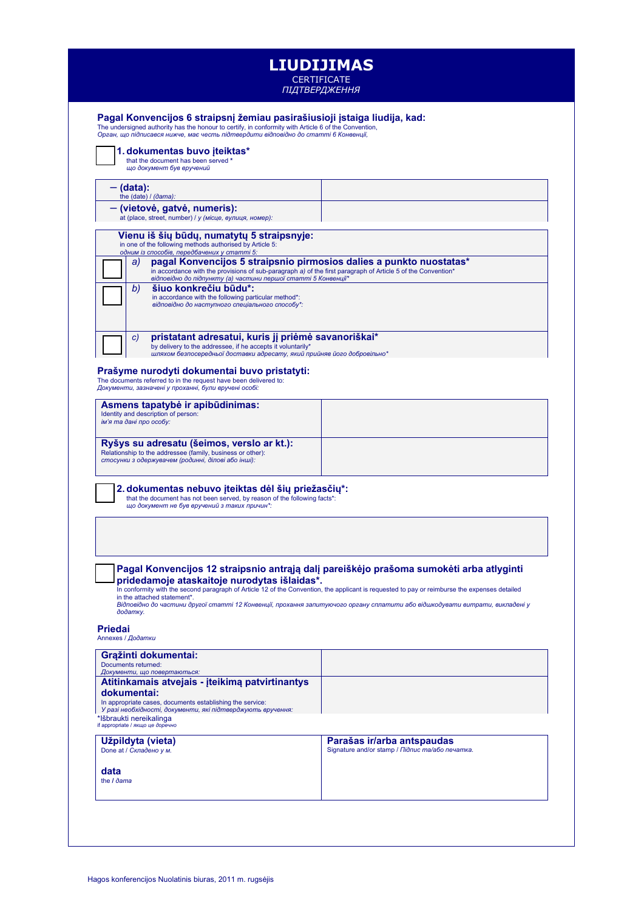# LIUDIJIMAS

CERTIFICATE

*ПІДТВЕРДЖЕННЯ*

**Pagal Konvencijos 6 straipsnį žemiau pasirašiusioji įstaiga liudija, kad:**
The undersigned authority has the honour to certify, in conformity with Article 6 of the Convention,
*Орган, що підписався нижче, має честь підтвердити відповідно до статті 6 Конвенції,*

☐ **1. dokumentas buvo įteiktas***
that the document has been served *
*що документ був вручений*

| | |
|---|---|
| **– (data):** the (date) / *(дата):* | |
| **– (vietovė, gatvė, numeris):** at (place, street, number) / *у (місце, вулиця, номер):* | |

**Vienu iš šių būdų, numatytų 5 straipsnyje:**
in one of the following methods authorised by Article 5:
*одним із способів, передбачених у статті 5:*

| | | |
|---|---|---|
| ☐ | *a)* | **pagal Konvencijos 5 straipsnio pirmosios dalies a punkto nuostatas*** in accordance with the provisions of sub-paragraph *a)* of the first paragraph of Article 5 of the Convention* *відповідно до підпункту (а) частини першої статті 5 Конвенції** |
| ☐ | *b)* | **šiuo konkrečiu būdu*:** in accordance with the following particular method*: *відповідно до наступного спеціального способу*:* |
| ☐ | *c)* | **pristatant adresatui, kuris jį priėmė savanoriškai*** by delivery to the addressee, if he accepts it voluntarily* *шляхом безпосередньої доставки адресату, який прийняв його добровільно** |

**Prašyme nurodyti dokumentai buvo pristatyti:**
The documents referred to in the request have been delivered to:
*Документи, зазначені у проханні, були вручені особі:*

| | |
|---|---|
| **Asmens tapatybė ir apibūdinimas:** Identity and description of person: *ім'я та дані про особу:* | |
| **Ryšys su adresatu (šeimos, verslo ar kt.):** Relationship to the addressee (family, business or other): *стосунки з одержувачем (родинні, ділові або інші):* | |

☐ **2. dokumentas nebuvo įteiktas dėl šių priežasčių*:**
that the document has not been served, by reason of the following facts*:
*що документ не був вручений з таких причин*:*

☐ **Pagal Konvencijos 12 straipsnio antrąją dalį pareiškėjo prašoma sumokėti arba atlyginti pridedamoje ataskaitoje nurodytas išlaidas*.**
In conformity with the second paragraph of Article 12 of the Convention, the applicant is requested to pay or reimburse the expenses detailed in the attached statement*.
*Відповідно до частини другої статті 12 Конвенції, прохання запитуючого органу сплатити або відшкодувати витрати, викладені у додатку.*

**Priedai**
Annexes / *Додатки*

| | |
|---|---|
| **Grąžinti dokumentai:** Documents returned: *Документи, що повертаються:* | |
| **Atitinkamais atvejais - įteikimą patvirtinantys dokumentai:** In appropriate cases, documents establishing the service: *У разі необхідності, документи, які підтверджують вручення:* | |

*Išbraukti nereikalinga
if appropriate / *якщо це доречно*

| | |
|---|---|
| **Užpildyta (vieta)** Done at / *Складено у м.* **data** the / *дата* | **Parašas ir/arba antspaudas** Signature and/or stamp / *Підпис та/або печатка.* |

Hagos konferencijos Nuolatinis biuras, 2011 m. rugsėjis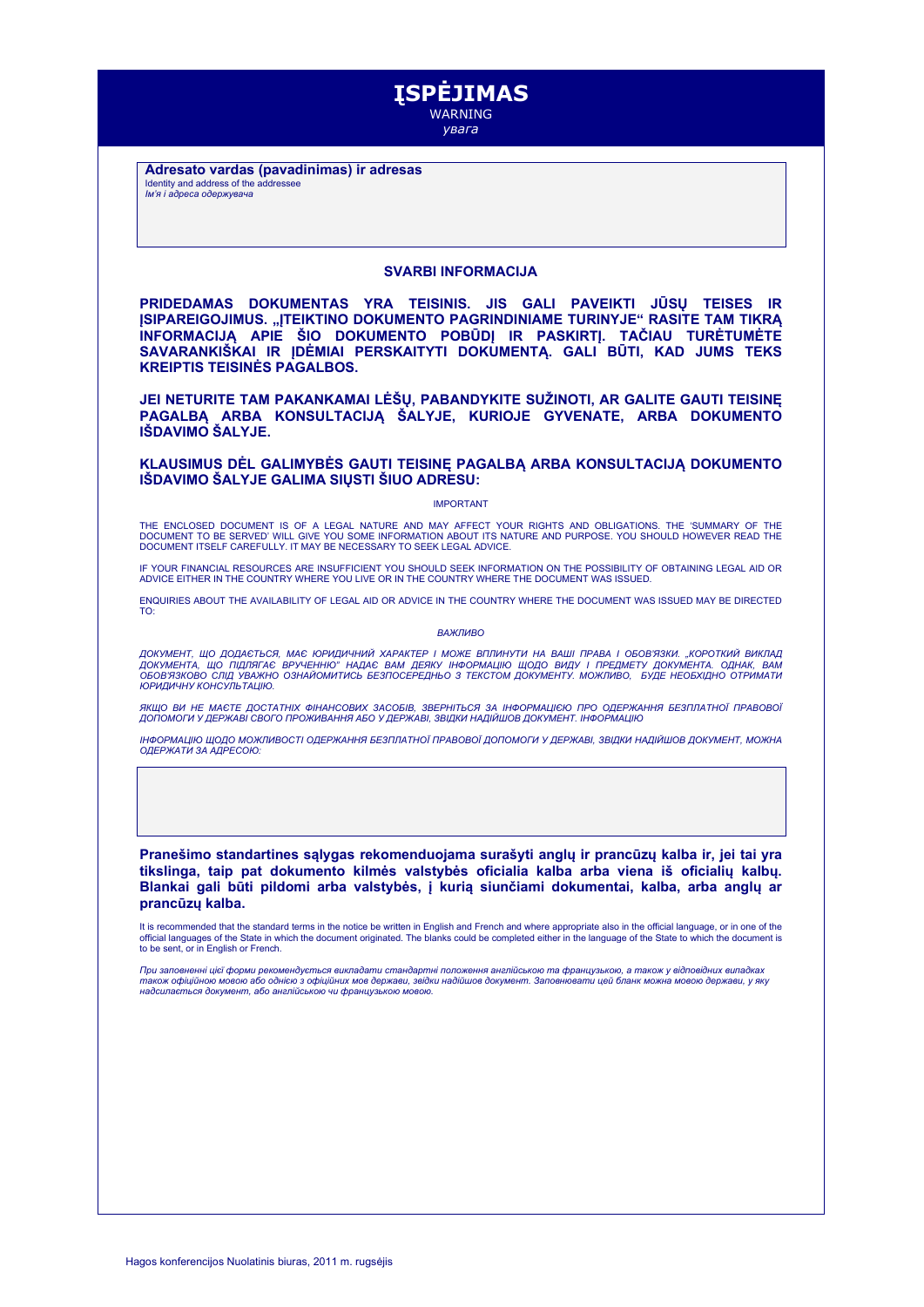# ĮSPĖJIMAS

WARNING

*увага*

**Adresato vardas (pavadinimas) ir adresas**
Identity and address of the addressee
*Ім'я і адреса одержувача*

## SVARBI INFORMACIJA

**PRIDEDAMAS DOKUMENTAS YRA TEISINIS. JIS GALI PAVEIKTI JŪSŲ TEISES IR ĮSIPAREIGOJIMUS. „ĮTEIKTINO DOKUMENTO PAGRINDINIAME TURINYJE" RASITE TAM TIKRĄ INFORMACIJĄ APIE ŠIO DOKUMENTO POBŪDĮ IR PASKIRTĮ. TAČIAU TURĖTUMĖTE SAVARANKIŠKAI IR ĮDĖMIAI PERSKAITYTI DOKUMENTĄ. GALI BŪTI, KAD JUMS TEKS KREIPTIS TEISINĖS PAGALBOS.**

**JEI NETURITE TAM PAKANKAMAI LĖŠŲ, PABANDYKITE SUŽINOTI, AR GALITE GAUTI TEISINĘ PAGALBĄ ARBA KONSULTACIJĄ ŠALYJE, KURIOJE GYVENATE, ARBA DOKUMENTO IŠDAVIMO ŠALYJE.**

**KLAUSIMUS DĖL GALIMYBĖS GAUTI TEISINĘ PAGALBĄ ARBA KONSULTACIJĄ DOKUMENTO IŠDAVIMO ŠALYJE GALIMA SIŲSTI ŠIUO ADRESU:**

IMPORTANT

THE ENCLOSED DOCUMENT IS OF A LEGAL NATURE AND MAY AFFECT YOUR RIGHTS AND OBLIGATIONS. THE 'SUMMARY OF THE DOCUMENT TO BE SERVED' WILL GIVE YOU SOME INFORMATION ABOUT ITS NATURE AND PURPOSE. YOU SHOULD HOWEVER READ THE DOCUMENT ITSELF CAREFULLY. IT MAY BE NECESSARY TO SEEK LEGAL ADVICE.

IF YOUR FINANCIAL RESOURCES ARE INSUFFICIENT YOU SHOULD SEEK INFORMATION ON THE POSSIBILITY OF OBTAINING LEGAL AID OR ADVICE EITHER IN THE COUNTRY WHERE YOU LIVE OR IN THE COUNTRY WHERE THE DOCUMENT WAS ISSUED.

ENQUIRIES ABOUT THE AVAILABILITY OF LEGAL AID OR ADVICE IN THE COUNTRY WHERE THE DOCUMENT WAS ISSUED MAY BE DIRECTED TO:

*ВАЖЛИВО*

*ДОКУМЕНТ, ЩО ДОДАЄТЬСЯ, МАЄ ЮРИДИЧНИЙ ХАРАКТЕР І МОЖЕ ВПЛИНУТИ НА ВАШІ ПРАВА І ОБОВ'ЯЗКИ. „КОРОТКИЙ ВИКЛАД ДОКУМЕНТА, ЩО ПІДЛЯГАЄ ВРУЧЕННЮ" НАДАЄ ВАМ ДЕЯКУ ІНФОРМАЦІЮ ЩОДО ВИДУ І ПРЕДМЕТУ ДОКУМЕНТА. ОДНАК, ВАМ ОБОВ'ЯЗКОВО СЛІД УВАЖНО ОЗНАЙОМИТИСЬ БЕЗПОСЕРЕДНЬО З ТЕКСТОМ ДОКУМЕНТУ. МОЖЛИВО, БУДЕ НЕОБХІДНО ОТРИМАТИ ЮРИДИЧНУ КОНСУЛЬТАЦІЮ.*

*ЯКЩО ВИ НЕ МАЄТЕ ДОСТАТНІХ ФІНАНСОВИХ ЗАСОБІВ, ЗВЕРНІТЬСЯ ЗА ІНФОРМАЦІЄЮ ПРО ОДЕРЖАННЯ БЕЗПЛАТНОЇ ПРАВОВОЇ ДОПОМОГИ У ДЕРЖАВІ СВОГО ПРОЖИВАННЯ АБО У ДЕРЖАВІ, ЗВІДКИ НАДІЙШОВ ДОКУМЕНТ. ІНФОРМАЦІЮ*

*ІНФОРМАЦІЮ ЩОДО МОЖЛИВОСТІ ОДЕРЖАННЯ БЕЗПЛАТНОЇ ПРАВОВОЇ ДОПОМОГИ У ДЕРЖАВІ, ЗВІДКИ НАДІЙШОВ ДОКУМЕНТ, МОЖНА ОДЕРЖАТИ ЗА АДРЕСОЮ:*

**Pranešimo standartines sąlygas rekomenduojama surašyti anglų ir prancūzų kalba ir, jei tai yra tikslinga, taip pat dokumento kilmės valstybės oficialia kalba arba viena iš oficialių kalbų. Blankai gali būti pildomi arba valstybės, į kurią siunčiami dokumentai, kalba, arba anglų ar prancūzų kalba.**

It is recommended that the standard terms in the notice be written in English and French and where appropriate also in the official language, or in one of the official languages of the State in which the document originated. The blanks could be completed either in the language of the State to which the document is to be sent, or in English or French.

*При заповненні цієї форми рекомендується викладати стандартні положення англійською та французькою, а також у відповідних випадках також офіційною мовою або однією з офіційних мов держави, звідки надійшов документ. Заповнювати цей бланк можна мовою держави, у яку надсилається документ, або англійською чи французькою мовою.*

Hagos konferencijos Nuolatinis biuras, 2011 m. rugsėjis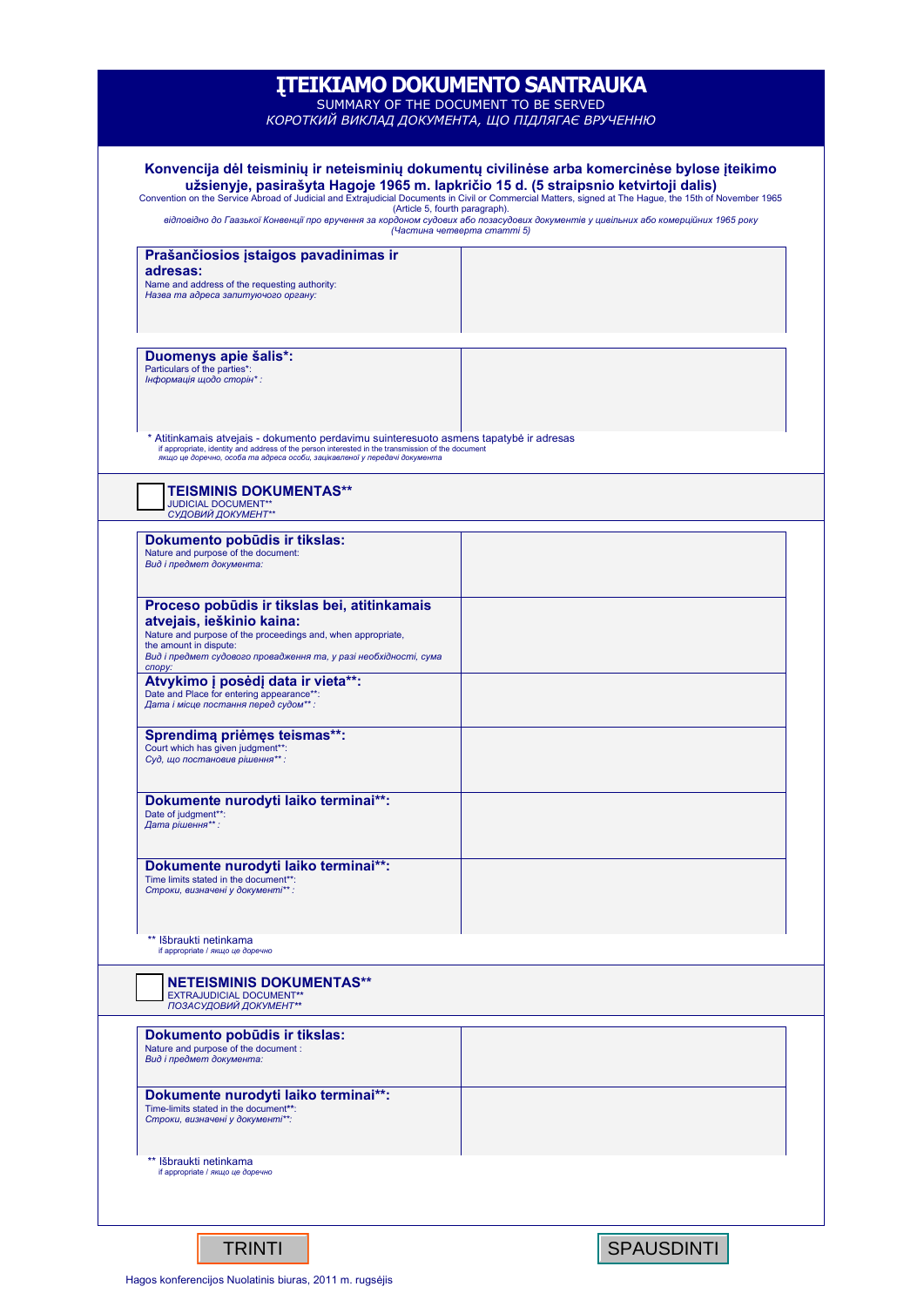# ĮTEIKIAMO DOKUMENTO SANTRAUKA

SUMMARY OF THE DOCUMENT TO BE SERVED

*КОРОТКИЙ ВИКЛАД ДОКУМЕНТА, ЩО ПІДЛЯГАЄ ВРУЧЕННЮ*

**Konvencija dėl teisminių ir neteisminių dokumentų civilinėse arba komercinėse bylose įteikimo užsienyje, pasirašyta Hagoje 1965 m. lapkričio 15 d. (5 straipsnio ketvirtoji dalis)**

Convention on the Service Abroad of Judicial and Extrajudicial Documents in Civil or Commercial Matters, signed at The Hague, the 15th of November 1965 (Article 5, fourth paragraph).

*відповідно до Гаазької Конвенції про вручення за кордоном судових або позасудових документів у цивільних або комерційних справах 1965 року (Частина четверта статті 5)*

| | |
|---|---|
| **Prašančiosios įstaigos pavadinimas ir adresas:**<br>Name and address of the requesting authority:<br>*Назва та адреса запитуючого органу:* | |

| | |
|---|---|
| **Duomenys apie šalis\*:**<br>Particulars of the parties\*:<br>*Інформація щодо сторін\* :* | |

\* Atitinkamais atvejais - dokumento perdavimu suinteresuoto asmens tapatybė ir adresas
if appropriate, identity and address of the person interested in the transmission of the document
*якщо це доречно, особа та адреса особи, зацікавленої у передачі документа*

☐ **TEISMINIS DOKUMENTAS\*\***
JUDICIAL DOCUMENT\*\*
*СУДОВИЙ ДОКУМЕНТ\*\**

| | |
|---|---|
| **Dokumento pobūdis ir tikslas:**<br>Nature and purpose of the document:<br>*Вид і предмет документа:* | |
| **Proceso pobūdis ir tikslas bei, atitinkamais atvejais, ieškinio kaina:**<br>Nature and purpose of the proceedings and, when appropriate, the amount in dispute:<br>*Вид і предмет судового провадження та, у разі необхідності, сума спору:* | |
| **Atvykimo į posėdį data ir vieta\*\*:**<br>Date and Place for entering appearance\*\*:<br>*Дата і місце постання перед судом\*\* :* | |
| **Sprendimą priėmęs teismas\*\*:**<br>Court which has given judgment\*\*:<br>*Суд, що постановив рішення\*\* :* | |
| **Dokumente nurodyti laiko terminai\*\*:**<br>Date of judgment\*\*:<br>*Дата рішення\*\* :* | |
| **Dokumente nurodyti laiko terminai\*\*:**<br>Time limits stated in the document\*\*:<br>*Строки, визначені у документі\*\* :* | |

\*\* Išbraukti netinkama
if appropriate / *якщо це доречно*

☐ **NETEISMINIS DOKUMENTAS\*\***
EXTRAJUDICIAL DOCUMENT\*\*
*ПОЗАСУДОВИЙ ДОКУМЕНТ\*\**

| | |
|---|---|
| **Dokumento pobūdis ir tikslas:**<br>Nature and purpose of the document :<br>*Вид і предмет документа:* | |
| **Dokumente nurodyti laiko terminai\*\*:**<br>Time-limits stated in the document\*\*:<br>*Строки, визначені у документі\*\*:* | |

\*\* Išbraukti netinkama
if appropriate / *якщо це доречно*

TRINTI | SPAUSDINTI

Hagos konferencijos Nuolatinis biuras, 2011 m. rugsėjis